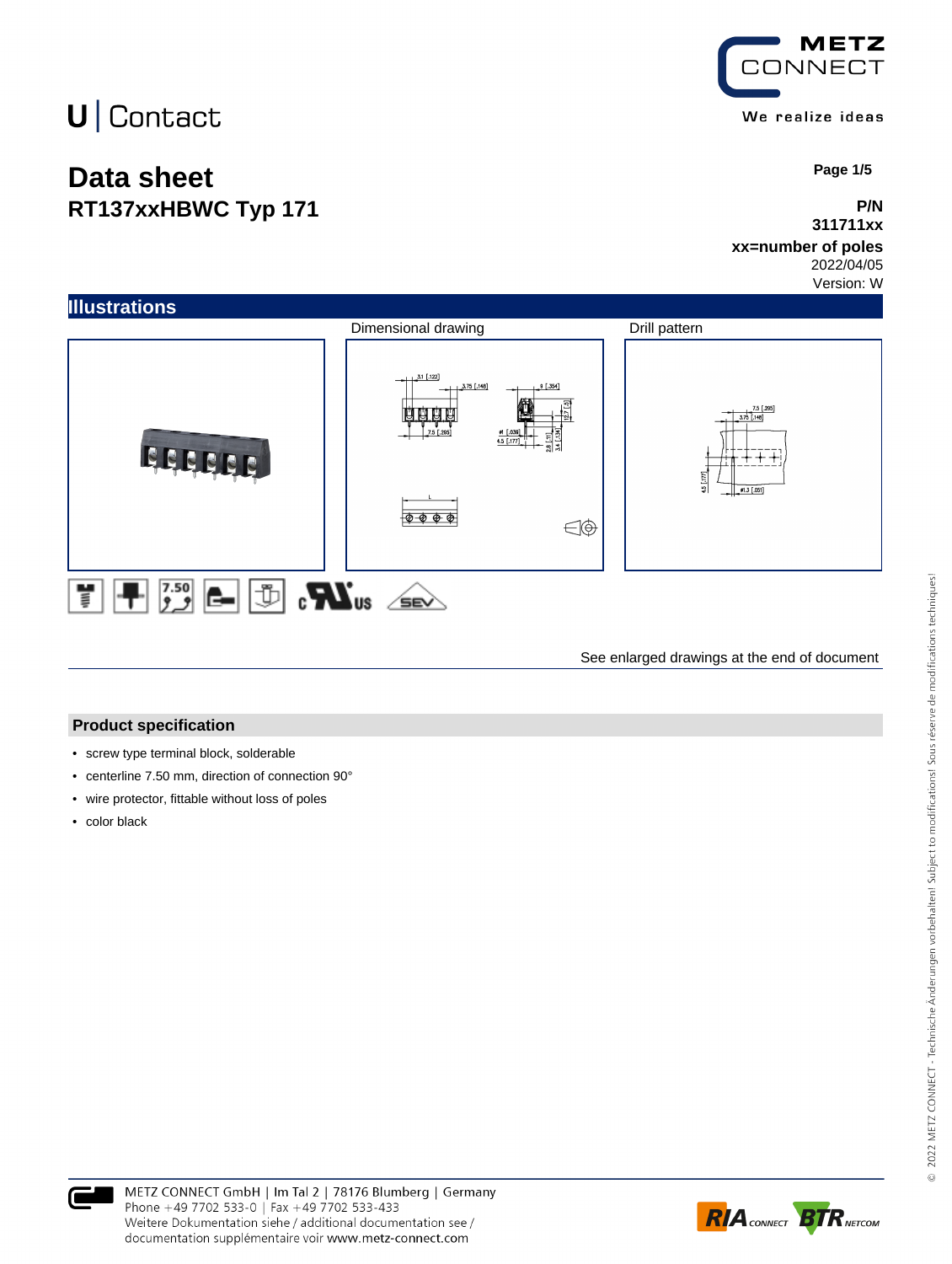U | Contact

# Data sheet
## RT137xxHBWC Typ 171

**P/N**
**311711xx**
**xx=number of poles**
2022/04/05
Version: W

## Illustrations

Dimensional drawing

Drill pattern

See enlarged drawings at the end of document

## Product specification

- screw type terminal block, solderable
- centerline 7.50 mm, direction of connection 90°
- wire protector, fittable without loss of poles
- color black

METZ CONNECT GmbH | Im Tal 2 | 78176 Blumberg | Germany
Phone +49 7702 533-0 | Fax +49 7702 533-433
Weitere Dokumentation siehe / additional documentation see /
documentation supplémentaire voir www.metz-connect.com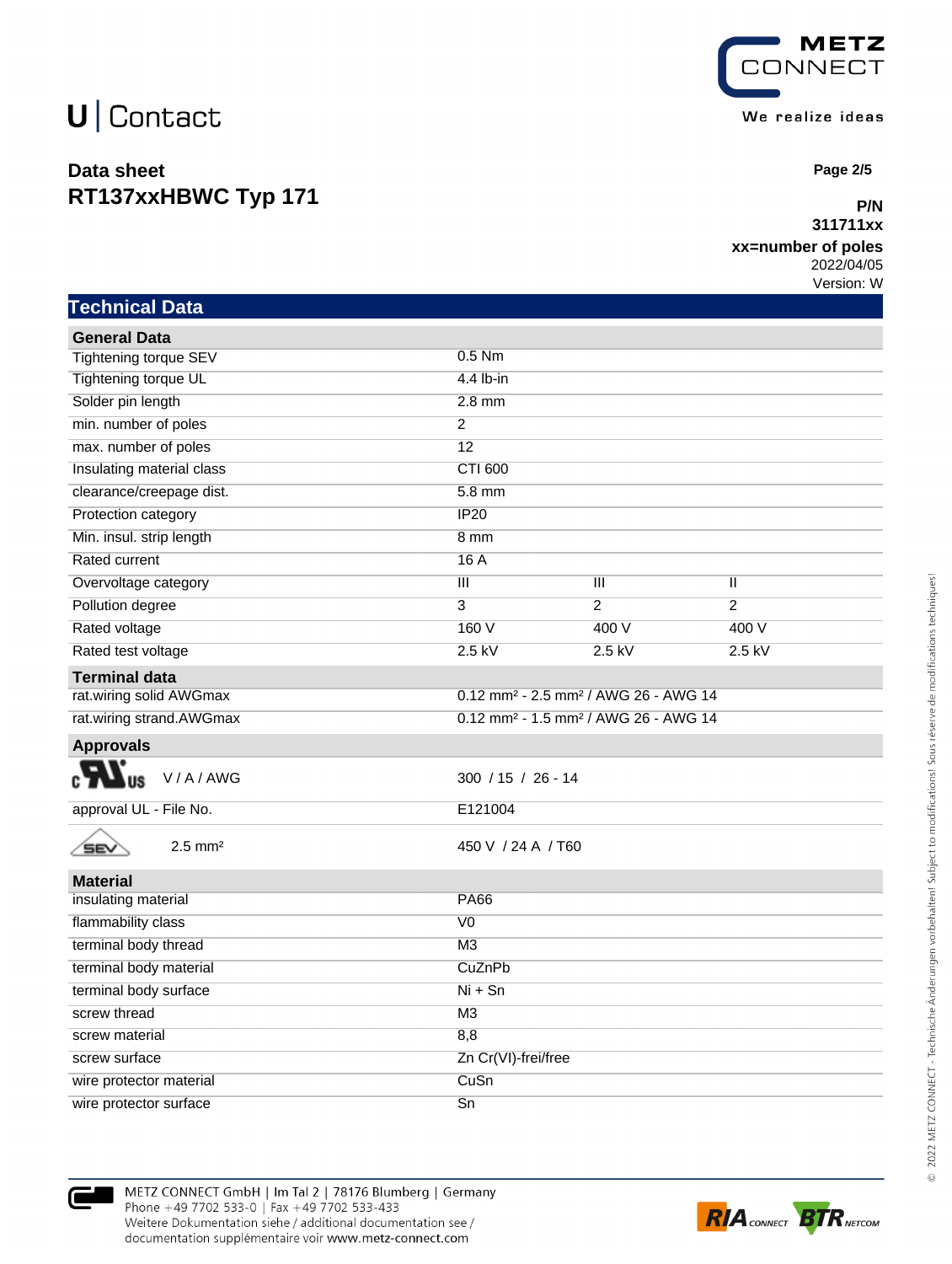# U | Contact

## Data sheet
## RT137xxHBWC Typ 171

**P/N**
**311711xx**
**xx=number of poles**
2022/04/05
Version: W

## Technical Data

| General Data | | | |
|---|---|---|---|
| Tightening torque SEV | 0.5 Nm | | |
| Tightening torque UL | 4.4 lb-in | | |
| Solder pin length | 2.8 mm | | |
| min. number of poles | 2 | | |
| max. number of poles | 12 | | |
| Insulating material class | CTI 600 | | |
| clearance/creepage dist. | 5.8 mm | | |
| Protection category | IP20 | | |
| Min. insul. strip length | 8 mm | | |
| Rated current | 16 A | | |
| Overvoltage category | III | III | II |
| Pollution degree | 3 | 2 | 2 |
| Rated voltage | 160 V | 400 V | 400 V |
| Rated test voltage | 2.5 kV | 2.5 kV | 2.5 kV |

| Terminal data | |
|---|---|
| rat.wiring solid AWGmax | 0.12 mm² - 2.5 mm² / AWG 26 - AWG 14 |
| rat.wiring strand.AWGmax | 0.12 mm² - 1.5 mm² / AWG 26 - AWG 14 |

| Approvals | |
|---|---|
| cULus V / A / AWG | 300 / 15 / 26 - 14 |
| approval UL - File No. | E121004 |
| SEV 2.5 mm² | 450 V / 24 A / T60 |

| Material | |
|---|---|
| insulating material | PA66 |
| flammability class | V0 |
| terminal body thread | M3 |
| terminal body material | CuZnPb |
| terminal body surface | Ni + Sn |
| screw thread | M3 |
| screw material | 8,8 |
| screw surface | Zn Cr(VI)-frei/free |
| wire protector material | CuSn |
| wire protector surface | Sn |

METZ CONNECT GmbH | Im Tal 2 | 78176 Blumberg | Germany
Phone +49 7702 533-0 | Fax +49 7702 533-433
Weitere Dokumentation siehe / additional documentation see /
documentation supplémentaire voir www.metz-connect.com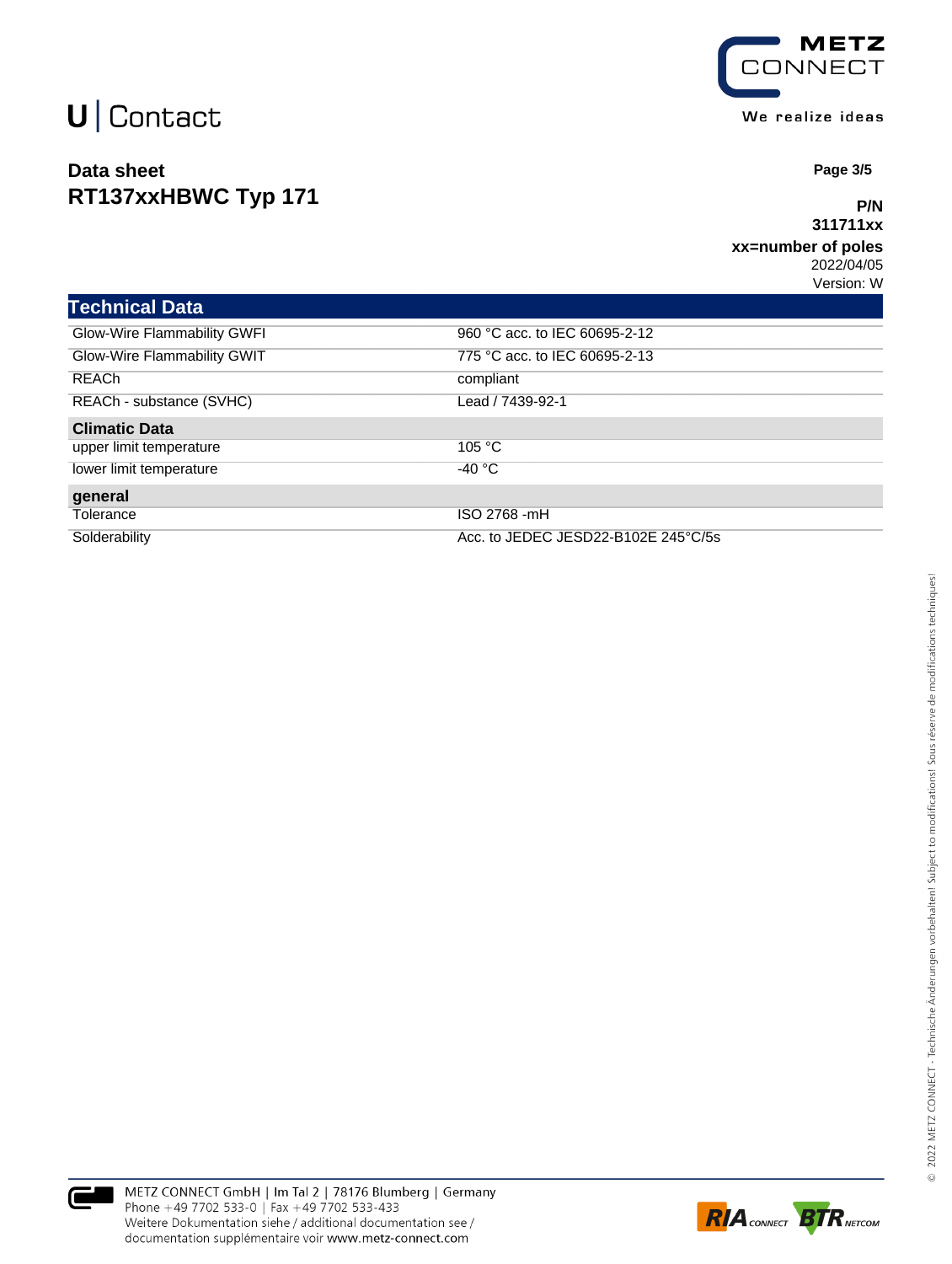# Data sheet
## RT137xxHBWC Typ 171

**P/N**
**311711xx**
**xx=number of poles**
2022/04/05
Version: W

## Technical Data

| | |
|---|---|
| Glow-Wire Flammability GWFI | 960 °C acc. to IEC 60695-2-12 |
| Glow-Wire Flammability GWIT | 775 °C acc. to IEC 60695-2-13 |
| REACh | compliant |
| REACh - substance (SVHC) | Lead / 7439-92-1 |
| **Climatic Data** | |
| upper limit temperature | 105 °C |
| lower limit temperature | -40 °C |
| **general** | |
| Tolerance | ISO 2768 -mH |
| Solderability | Acc. to JEDEC JESD22-B102E 245°C/5s |

METZ CONNECT GmbH | Im Tal 2 | 78176 Blumberg | Germany
Phone +49 7702 533-0 | Fax +49 7702 533-433
Weitere Dokumentation siehe / additional documentation see / documentation supplémentaire voir www.metz-connect.com

© 2022 METZ CONNECT - Technische Änderungen vorbehalten! Subject to modifications! Sous réserve de modifications techniques!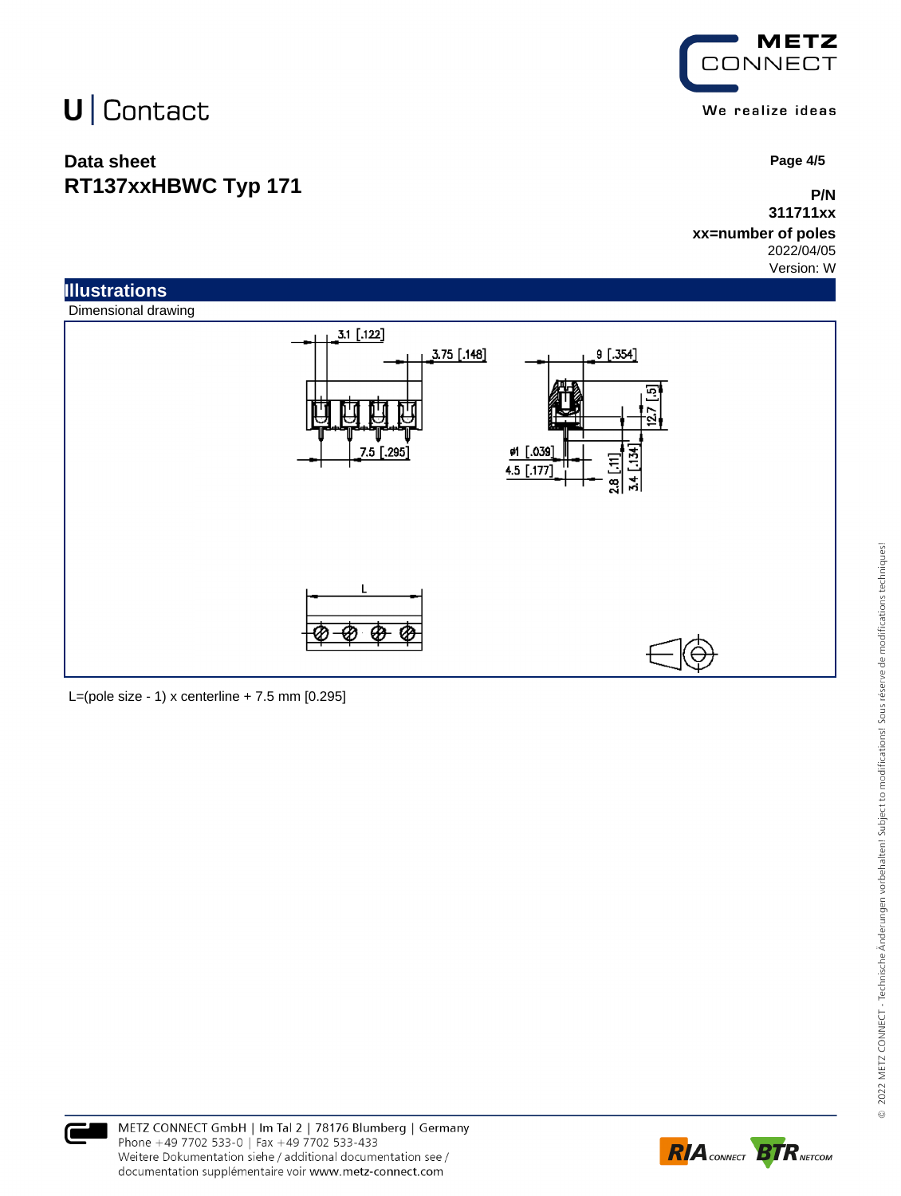# Data sheet
# RTL37xxHBWC Typ 171

**P/N**
**311711xx**
**xx=number of poles**
2022/04/05
Version: W

## Illustrations

Dimensional drawing

3.1 [.122]
3.75 [.148]
7.5 [.295]
9 [.354]
12.7 [.5]
ø1 [.039]
4.5 [.177]
2.8 [.11]
3.4 [.134]
L

L=(pole size - 1) x centerline + 7.5 mm [0.295]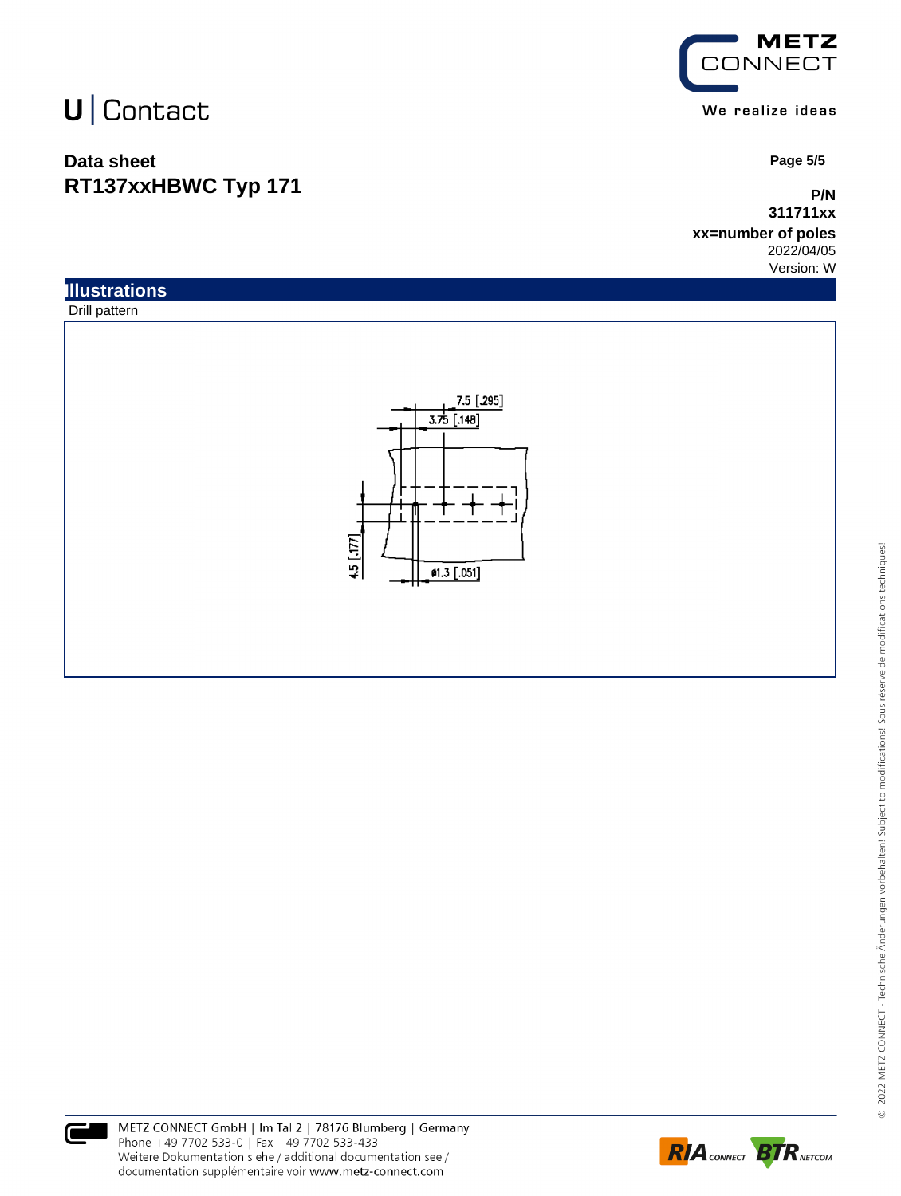U | Contact

**Data sheet**
**RT137xxHBWC Typ 171**

**P/N**
**311711xx**
**xx=number of poles**
2022/04/05
Version: W

## Illustrations

Drill pattern

7.5 [.295]
3.75 [.148]
4.5 [.177]
ø1.3 [.051]

METZ CONNECT GmbH | Im Tal 2 | 78176 Blumberg | Germany
Phone +49 7702 533-0 | Fax +49 7702 533-433
Weitere Dokumentation siehe / additional documentation see /
documentation supplémentaire voir www.metz-connect.com

© 2022 METZ CONNECT - Technische Änderungen vorbehalten! Subject to modifications! Sous réserve de modifications techniques!